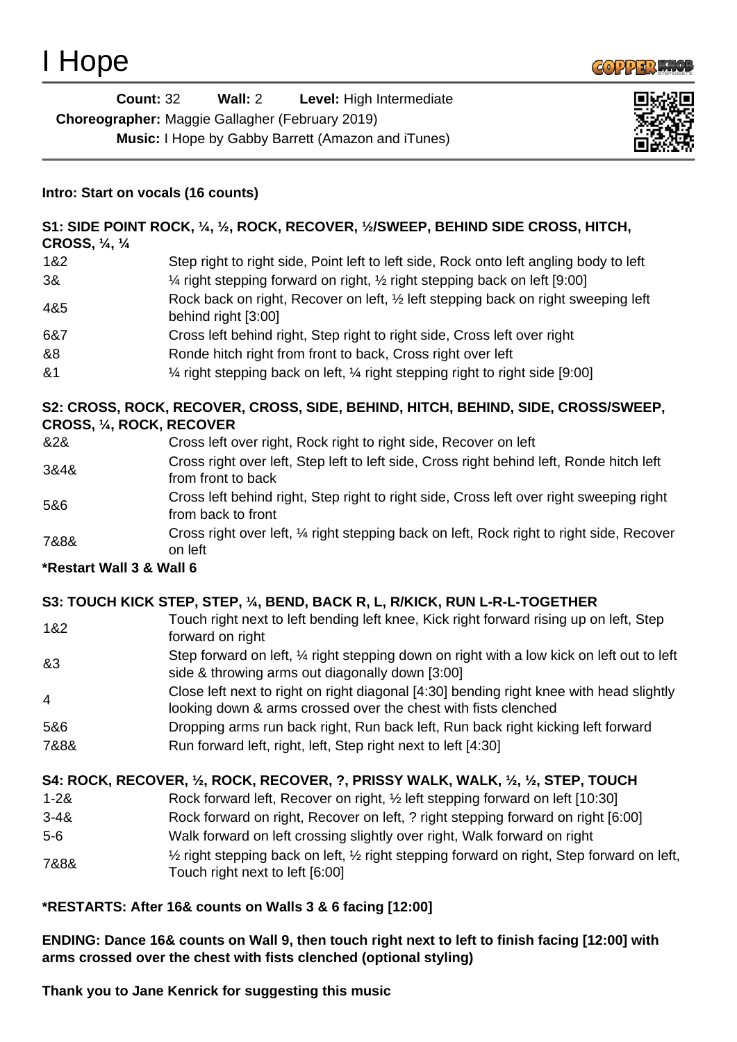# I Hope

**Count:** 32 **Wall:** 2 **Level:** High Intermediate

**Choreographer:** Maggie Gallagher (February 2019)

**Music:** I Hope by Gabby Barrett (Amazon and iTunes)

---

**Intro: Start on vocals (16 counts)**

**S1: SIDE POINT ROCK, ¼, ½, ROCK, RECOVER, ½/SWEEP, BEHIND SIDE CROSS, HITCH, CROSS, ¼, ¼**

| | |
|---|---|
| 1&2 | Step right to right side, Point left to left side, Rock onto left angling body to left |
| 3& | ¼ right stepping forward on right, ½ right stepping back on left [9:00] |
| 4&5 | Rock back on right, Recover on left, ½ left stepping back on right sweeping left behind right [3:00] |
| 6&7 | Cross left behind right, Step right to right side, Cross left over right |
| &8 | Ronde hitch right from front to back, Cross right over left |
| &1 | ¼ right stepping back on left, ¼ right stepping right to right side [9:00] |

**S2: CROSS, ROCK, RECOVER, CROSS, SIDE, BEHIND, HITCH, BEHIND, SIDE, CROSS/SWEEP, CROSS, ¼, ROCK, RECOVER**

| | |
|---|---|
| &2& | Cross left over right, Rock right to right side, Recover on left |
| 3&4& | Cross right over left, Step left to left side, Cross right behind left, Ronde hitch left from front to back |
| 5&6 | Cross left behind right, Step right to right side, Cross left over right sweeping right from back to front |
| 7&8& | Cross right over left, ¼ right stepping back on left, Rock right to right side, Recover on left |

**\*Restart Wall 3 & Wall 6**

**S3: TOUCH KICK STEP, STEP, ¼, BEND, BACK R, L, R/KICK, RUN L-R-L-TOGETHER**

| | |
|---|---|
| 1&2 | Touch right next to left bending left knee, Kick right forward rising up on left, Step forward on right |
| &3 | Step forward on left, ¼ right stepping down on right with a low kick on left out to left side & throwing arms out diagonally down [3:00] |
| 4 | Close left next to right on right diagonal [4:30] bending right knee with head slightly looking down & arms crossed over the chest with fists clenched |
| 5&6 | Dropping arms run back right, Run back left, Run back right kicking left forward |
| 7&8& | Run forward left, right, left, Step right next to left [4:30] |

**S4: ROCK, RECOVER, ½, ROCK, RECOVER, ?, PRISSY WALK, WALK, ½, ½, STEP, TOUCH**

| | |
|---|---|
| 1-2& | Rock forward left, Recover on right, ½ left stepping forward on left [10:30] |
| 3-4& | Rock forward on right, Recover on left, ? right stepping forward on right [6:00] |
| 5-6 | Walk forward on left crossing slightly over right, Walk forward on right |
| 7&8& | ½ right stepping back on left, ½ right stepping forward on right, Step forward on left, Touch right next to left [6:00] |

**\*RESTARTS: After 16& counts on Walls 3 & 6 facing [12:00]**

**ENDING: Dance 16& counts on Wall 9, then touch right next to left to finish facing [12:00] with arms crossed over the chest with fists clenched (optional styling)**

**Thank you to Jane Kenrick for suggesting this music**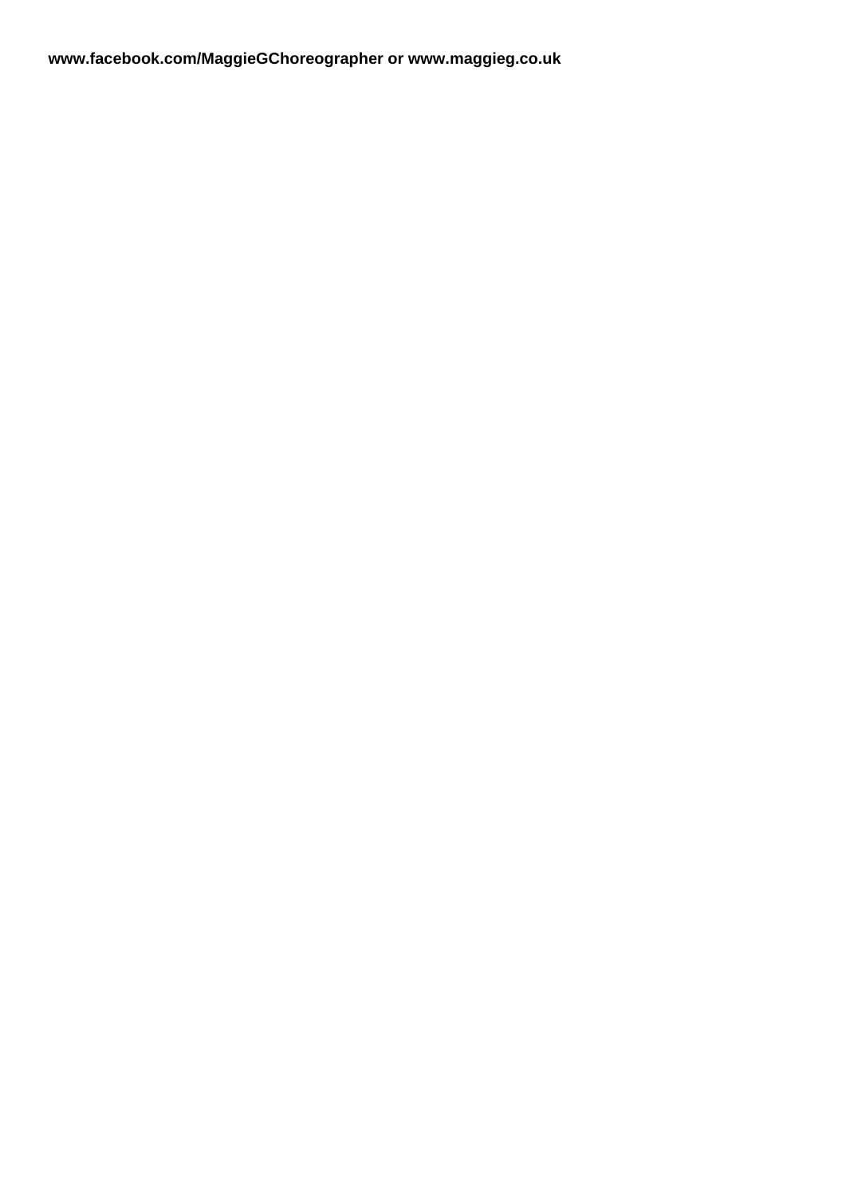**www.facebook.com/MaggieGChoreographer or www.maggieg.co.uk**